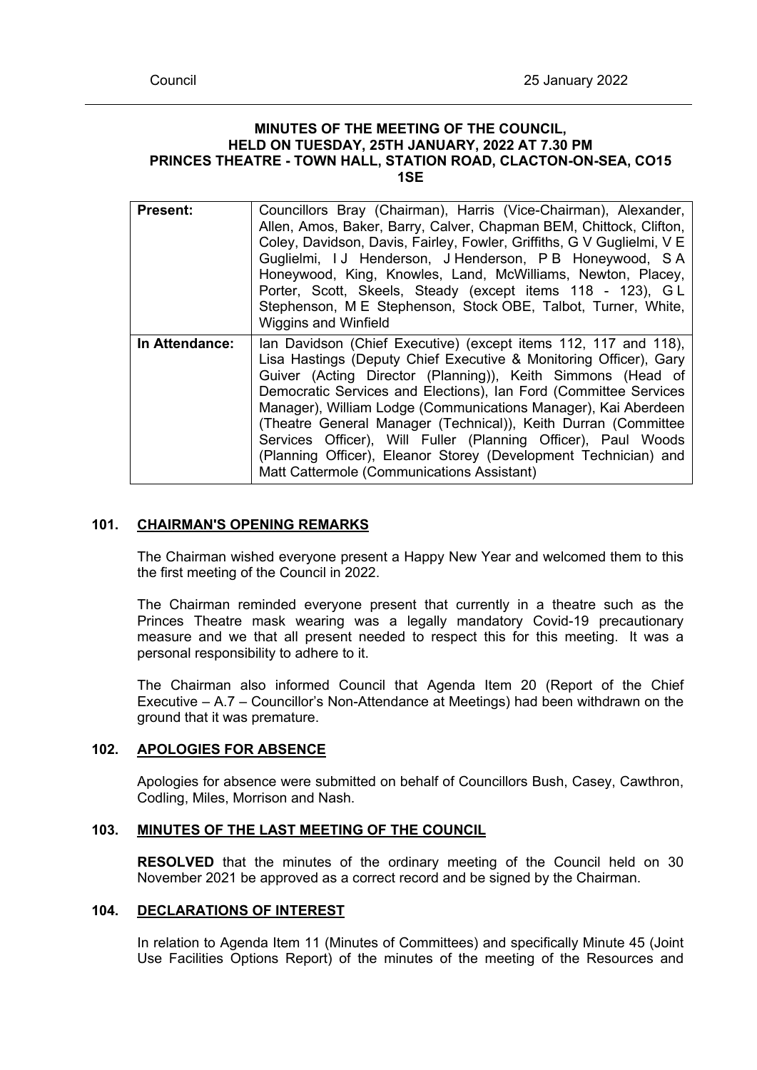## MINUTES OF THE MEETING OF THE COUNCIL, HELD ON TUESDAY, 25TH JANUARY, 2022 AT 7.30 PM PRINCES THEATRE - TOWN HALL, STATION ROAD, CLACTON-ON-SEA, CO15 1SE

| | |
|---|---|
| **Present:** | Councillors Bray (Chairman), Harris (Vice-Chairman), Alexander, Allen, Amos, Baker, Barry, Calver, Chapman BEM, Chittock, Clifton, Coley, Davidson, Davis, Fairley, Fowler, Griffiths, G V Guglielmi, V E Guglielmi, I J Henderson, J Henderson, P B Honeywood, S A Honeywood, King, Knowles, Land, McWilliams, Newton, Placey, Porter, Scott, Skeels, Steady (except items 118 - 123), G L Stephenson, M E Stephenson, Stock OBE, Talbot, Turner, White, Wiggins and Winfield |
| **In Attendance:** | Ian Davidson (Chief Executive) (except items 112, 117 and 118), Lisa Hastings (Deputy Chief Executive & Monitoring Officer), Gary Guiver (Acting Director (Planning)), Keith Simmons (Head of Democratic Services and Elections), Ian Ford (Committee Services Manager), William Lodge (Communications Manager), Kai Aberdeen (Theatre General Manager (Technical)), Keith Durran (Committee Services Officer), Will Fuller (Planning Officer), Paul Woods (Planning Officer), Eleanor Storey (Development Technician) and Matt Cattermole (Communications Assistant) |

### 101. CHAIRMAN'S OPENING REMARKS

The Chairman wished everyone present a Happy New Year and welcomed them to this the first meeting of the Council in 2022.

The Chairman reminded everyone present that currently in a theatre such as the Princes Theatre mask wearing was a legally mandatory Covid-19 precautionary measure and we that all present needed to respect this for this meeting. It was a personal responsibility to adhere to it.

The Chairman also informed Council that Agenda Item 20 (Report of the Chief Executive – A.7 – Councillor's Non-Attendance at Meetings) had been withdrawn on the ground that it was premature.

### 102. APOLOGIES FOR ABSENCE

Apologies for absence were submitted on behalf of Councillors Bush, Casey, Cawthron, Codling, Miles, Morrison and Nash.

### 103. MINUTES OF THE LAST MEETING OF THE COUNCIL

**RESOLVED** that the minutes of the ordinary meeting of the Council held on 30 November 2021 be approved as a correct record and be signed by the Chairman.

### 104. DECLARATIONS OF INTEREST

In relation to Agenda Item 11 (Minutes of Committees) and specifically Minute 45 (Joint Use Facilities Options Report) of the minutes of the meeting of the Resources and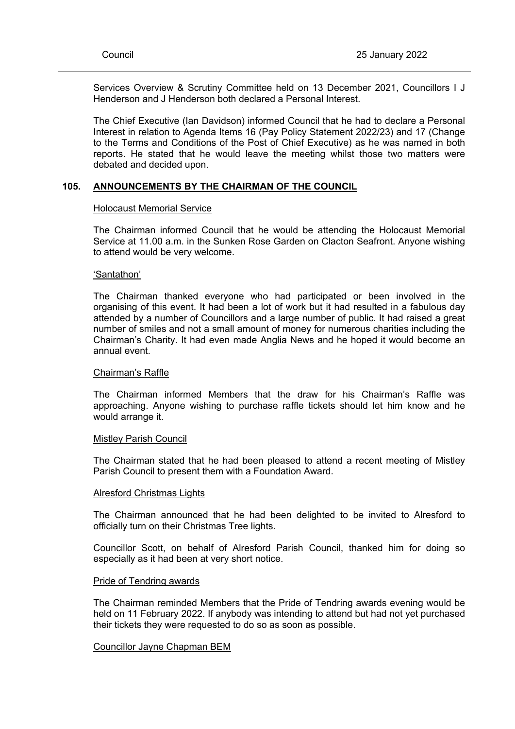Services Overview & Scrutiny Committee held on 13 December 2021, Councillors I J Henderson and J Henderson both declared a Personal Interest.

The Chief Executive (Ian Davidson) informed Council that he had to declare a Personal Interest in relation to Agenda Items 16 (Pay Policy Statement 2022/23) and 17 (Change to the Terms and Conditions of the Post of Chief Executive) as he was named in both reports. He stated that he would leave the meeting whilst those two matters were debated and decided upon.

## 105. ANNOUNCEMENTS BY THE CHAIRMAN OF THE COUNCIL

### Holocaust Memorial Service

The Chairman informed Council that he would be attending the Holocaust Memorial Service at 11.00 a.m. in the Sunken Rose Garden on Clacton Seafront. Anyone wishing to attend would be very welcome.

### 'Santathon'

The Chairman thanked everyone who had participated or been involved in the organising of this event. It had been a lot of work but it had resulted in a fabulous day attended by a number of Councillors and a large number of public. It had raised a great number of smiles and not a small amount of money for numerous charities including the Chairman's Charity. It had even made Anglia News and he hoped it would become an annual event.

### Chairman's Raffle

The Chairman informed Members that the draw for his Chairman's Raffle was approaching. Anyone wishing to purchase raffle tickets should let him know and he would arrange it.

### Mistley Parish Council

The Chairman stated that he had been pleased to attend a recent meeting of Mistley Parish Council to present them with a Foundation Award.

### Alresford Christmas Lights

The Chairman announced that he had been delighted to be invited to Alresford to officially turn on their Christmas Tree lights.

Councillor Scott, on behalf of Alresford Parish Council, thanked him for doing so especially as it had been at very short notice.

### Pride of Tendring awards

The Chairman reminded Members that the Pride of Tendring awards evening would be held on 11 February 2022. If anybody was intending to attend but had not yet purchased their tickets they were requested to do so as soon as possible.

### Councillor Jayne Chapman BEM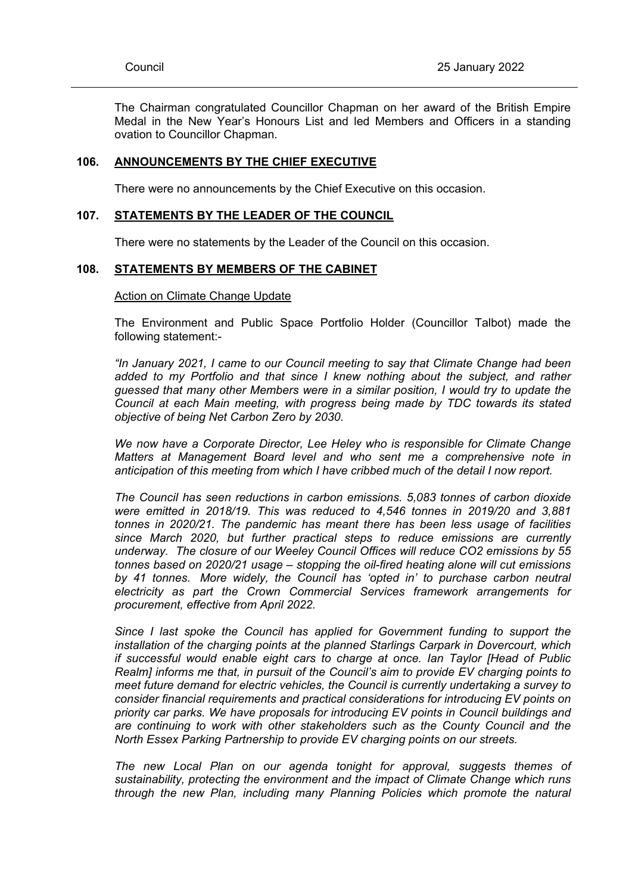The Chairman congratulated Councillor Chapman on her award of the British Empire Medal in the New Year's Honours List and led Members and Officers in a standing ovation to Councillor Chapman.

## 106. ANNOUNCEMENTS BY THE CHIEF EXECUTIVE

There were no announcements by the Chief Executive on this occasion.

## 107. STATEMENTS BY THE LEADER OF THE COUNCIL

There were no statements by the Leader of the Council on this occasion.

## 108. STATEMENTS BY MEMBERS OF THE CABINET

Action on Climate Change Update

The Environment and Public Space Portfolio Holder (Councillor Talbot) made the following statement:-

*"In January 2021, I came to our Council meeting to say that Climate Change had been added to my Portfolio and that since I knew nothing about the subject, and rather guessed that many other Members were in a similar position, I would try to update the Council at each Main meeting, with progress being made by TDC towards its stated objective of being Net Carbon Zero by 2030.*

*We now have a Corporate Director, Lee Heley who is responsible for Climate Change Matters at Management Board level and who sent me a comprehensive note in anticipation of this meeting from which I have cribbed much of the detail I now report.*

*The Council has seen reductions in carbon emissions. 5,083 tonnes of carbon dioxide were emitted in 2018/19. This was reduced to 4,546 tonnes in 2019/20 and 3,881 tonnes in 2020/21. The pandemic has meant there has been less usage of facilities since March 2020, but further practical steps to reduce emissions are currently underway. The closure of our Weeley Council Offices will reduce $CO2$ emissions by 55 tonnes based on 2020/21 usage – stopping the oil-fired heating alone will cut emissions by 41 tonnes. More widely, the Council has 'opted in' to purchase carbon neutral electricity as part the Crown Commercial Services framework arrangements for procurement, effective from April 2022.*

*Since I last spoke the Council has applied for Government funding to support the installation of the charging points at the planned Starlings Carpark in Dovercourt, which if successful would enable eight cars to charge at once. Ian Taylor [Head of Public Realm] informs me that, in pursuit of the Council's aim to provide EV charging points to meet future demand for electric vehicles, the Council is currently undertaking a survey to consider financial requirements and practical considerations for introducing EV points on priority car parks. We have proposals for introducing EV points in Council buildings and are continuing to work with other stakeholders such as the County Council and the North Essex Parking Partnership to provide EV charging points on our streets.*

*The new Local Plan on our agenda tonight for approval, suggests themes of sustainability, protecting the environment and the impact of Climate Change which runs through the new Plan, including many Planning Policies which promote the natural*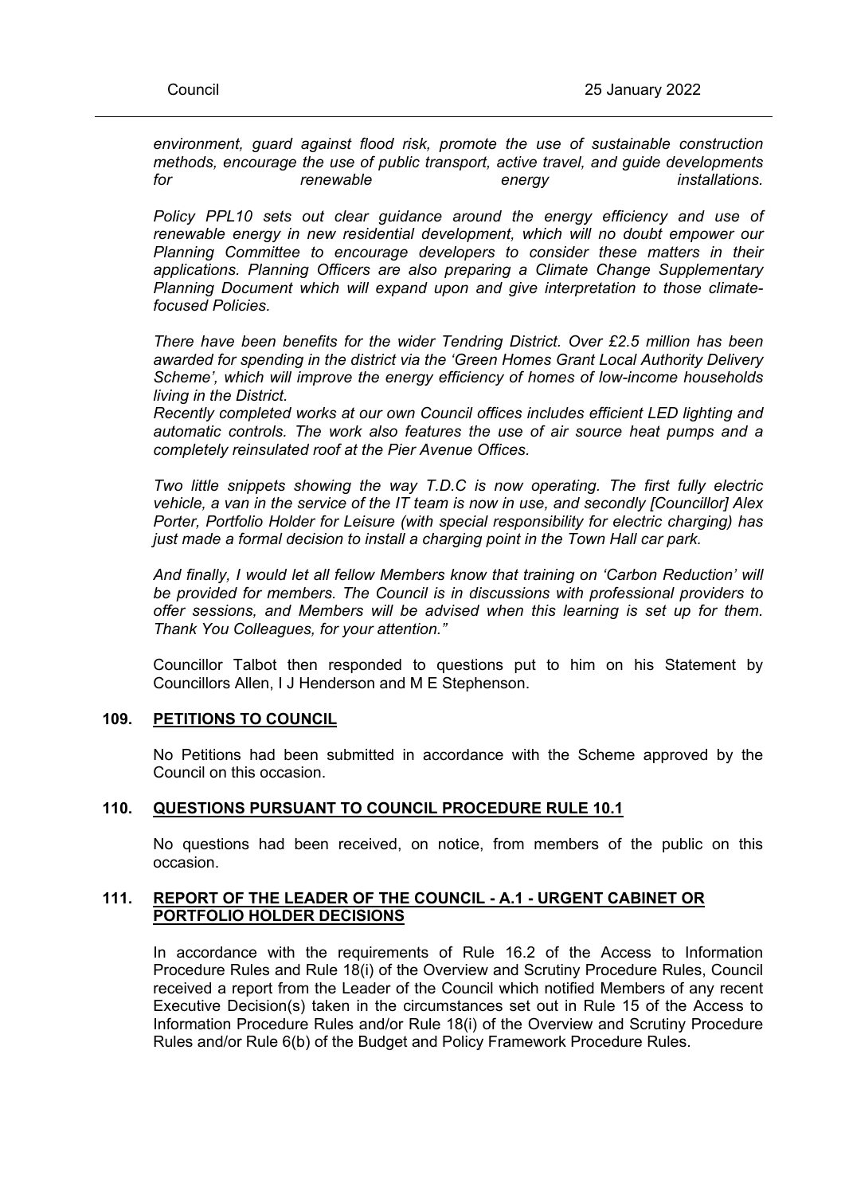*environment, guard against flood risk, promote the use of sustainable construction methods, encourage the use of public transport, active travel, and guide developments for renewable energy installations.*

*Policy PPL10 sets out clear guidance around the energy efficiency and use of renewable energy in new residential development, which will no doubt empower our Planning Committee to encourage developers to consider these matters in their applications. Planning Officers are also preparing a Climate Change Supplementary Planning Document which will expand upon and give interpretation to those climate-focused Policies.*

*There have been benefits for the wider Tendring District. Over £2.5 million has been awarded for spending in the district via the 'Green Homes Grant Local Authority Delivery Scheme', which will improve the energy efficiency of homes of low-income households living in the District.*
*Recently completed works at our own Council offices includes efficient LED lighting and automatic controls. The work also features the use of air source heat pumps and a completely reinsulated roof at the Pier Avenue Offices.*

*Two little snippets showing the way T.D.C is now operating. The first fully electric vehicle, a van in the service of the IT team is now in use, and secondly [Councillor] Alex Porter, Portfolio Holder for Leisure (with special responsibility for electric charging) has just made a formal decision to install a charging point in the Town Hall car park.*

*And finally, I would let all fellow Members know that training on 'Carbon Reduction' will be provided for members. The Council is in discussions with professional providers to offer sessions, and Members will be advised when this learning is set up for them. Thank You Colleagues, for your attention."*

Councillor Talbot then responded to questions put to him on his Statement by Councillors Allen, I J Henderson and M E Stephenson.

## 109. PETITIONS TO COUNCIL

No Petitions had been submitted in accordance with the Scheme approved by the Council on this occasion.

## 110. QUESTIONS PURSUANT TO COUNCIL PROCEDURE RULE 10.1

No questions had been received, on notice, from members of the public on this occasion.

## 111. REPORT OF THE LEADER OF THE COUNCIL - A.1 - URGENT CABINET OR PORTFOLIO HOLDER DECISIONS

In accordance with the requirements of Rule 16.2 of the Access to Information Procedure Rules and Rule 18(i) of the Overview and Scrutiny Procedure Rules, Council received a report from the Leader of the Council which notified Members of any recent Executive Decision(s) taken in the circumstances set out in Rule 15 of the Access to Information Procedure Rules and/or Rule 18(i) of the Overview and Scrutiny Procedure Rules and/or Rule 6(b) of the Budget and Policy Framework Procedure Rules.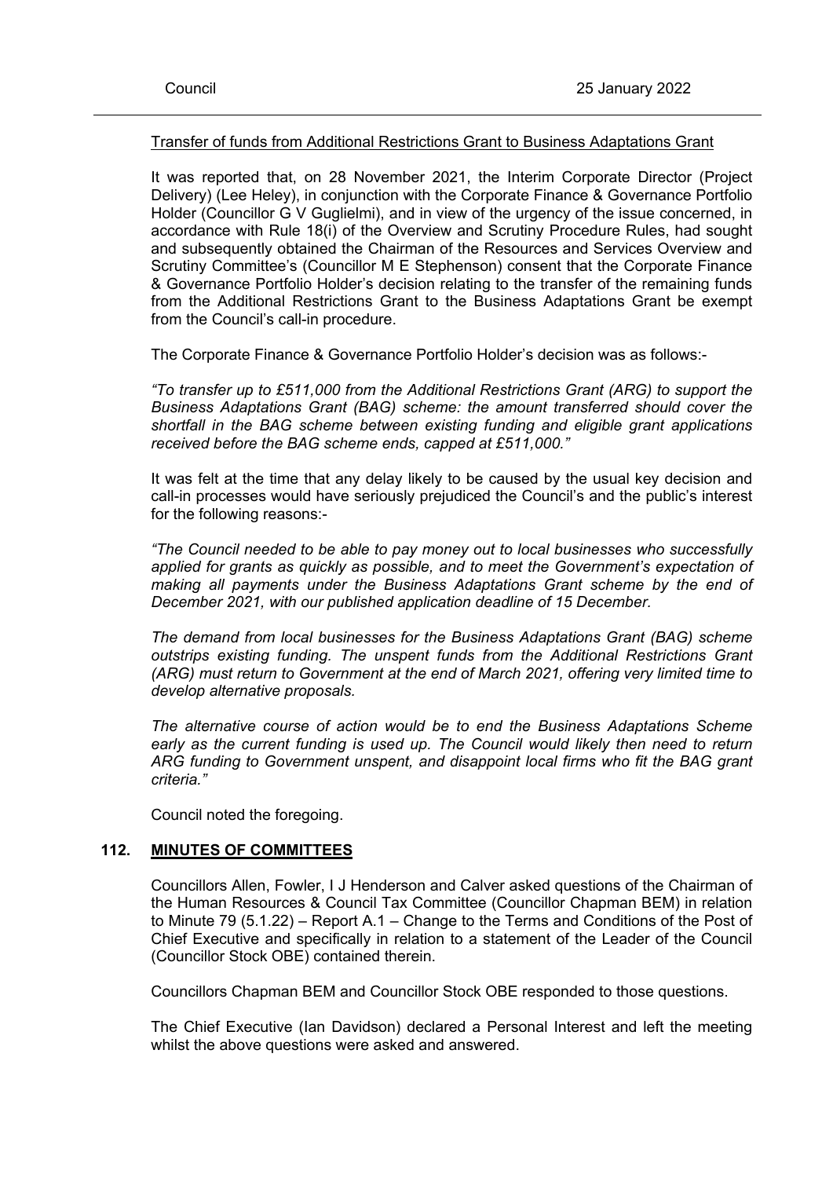Transfer of funds from Additional Restrictions Grant to Business Adaptations Grant

It was reported that, on 28 November 2021, the Interim Corporate Director (Project Delivery) (Lee Heley), in conjunction with the Corporate Finance & Governance Portfolio Holder (Councillor G V Guglielmi), and in view of the urgency of the issue concerned, in accordance with Rule 18(i) of the Overview and Scrutiny Procedure Rules, had sought and subsequently obtained the Chairman of the Resources and Services Overview and Scrutiny Committee's (Councillor M E Stephenson) consent that the Corporate Finance & Governance Portfolio Holder's decision relating to the transfer of the remaining funds from the Additional Restrictions Grant to the Business Adaptations Grant be exempt from the Council's call-in procedure.

The Corporate Finance & Governance Portfolio Holder's decision was as follows:-

*"To transfer up to £511,000 from the Additional Restrictions Grant (ARG) to support the Business Adaptations Grant (BAG) scheme: the amount transferred should cover the shortfall in the BAG scheme between existing funding and eligible grant applications received before the BAG scheme ends, capped at £511,000."*

It was felt at the time that any delay likely to be caused by the usual key decision and call-in processes would have seriously prejudiced the Council's and the public's interest for the following reasons:-

*"The Council needed to be able to pay money out to local businesses who successfully applied for grants as quickly as possible, and to meet the Government's expectation of making all payments under the Business Adaptations Grant scheme by the end of December 2021, with our published application deadline of 15 December.*

*The demand from local businesses for the Business Adaptations Grant (BAG) scheme outstrips existing funding. The unspent funds from the Additional Restrictions Grant (ARG) must return to Government at the end of March 2021, offering very limited time to develop alternative proposals.*

*The alternative course of action would be to end the Business Adaptations Scheme early as the current funding is used up. The Council would likely then need to return ARG funding to Government unspent, and disappoint local firms who fit the BAG grant criteria."*

Council noted the foregoing.

## 112. MINUTES OF COMMITTEES

Councillors Allen, Fowler, I J Henderson and Calver asked questions of the Chairman of the Human Resources & Council Tax Committee (Councillor Chapman BEM) in relation to Minute 79 (5.1.22) – Report A.1 – Change to the Terms and Conditions of the Post of Chief Executive and specifically in relation to a statement of the Leader of the Council (Councillor Stock OBE) contained therein.

Councillors Chapman BEM and Councillor Stock OBE responded to those questions.

The Chief Executive (Ian Davidson) declared a Personal Interest and left the meeting whilst the above questions were asked and answered.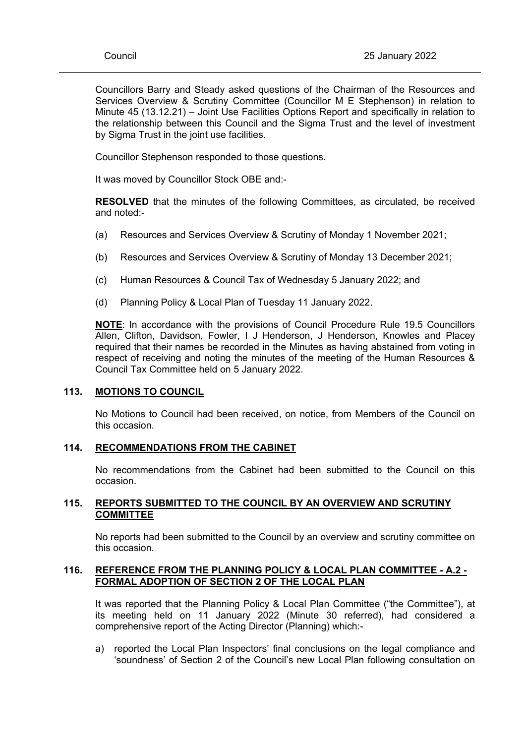Councillors Barry and Steady asked questions of the Chairman of the Resources and Services Overview & Scrutiny Committee (Councillor M E Stephenson) in relation to Minute 45 (13.12.21) – Joint Use Facilities Options Report and specifically in relation to the relationship between this Council and the Sigma Trust and the level of investment by Sigma Trust in the joint use facilities.

Councillor Stephenson responded to those questions.

It was moved by Councillor Stock OBE and:-

**RESOLVED** that the minutes of the following Committees, as circulated, be received and noted:-

(a) Resources and Services Overview & Scrutiny of Monday 1 November 2021;

(b) Resources and Services Overview & Scrutiny of Monday 13 December 2021;

(c) Human Resources & Council Tax of Wednesday 5 January 2022; and

(d) Planning Policy & Local Plan of Tuesday 11 January 2022.

**NOTE**: In accordance with the provisions of Council Procedure Rule 19.5 Councillors Allen, Clifton, Davidson, Fowler, I J Henderson, J Henderson, Knowles and Placey required that their names be recorded in the Minutes as having abstained from voting in respect of receiving and noting the minutes of the meeting of the Human Resources & Council Tax Committee held on 5 January 2022.

## 113. MOTIONS TO COUNCIL

No Motions to Council had been received, on notice, from Members of the Council on this occasion.

## 114. RECOMMENDATIONS FROM THE CABINET

No recommendations from the Cabinet had been submitted to the Council on this occasion.

## 115. REPORTS SUBMITTED TO THE COUNCIL BY AN OVERVIEW AND SCRUTINY COMMITTEE

No reports had been submitted to the Council by an overview and scrutiny committee on this occasion.

## 116. REFERENCE FROM THE PLANNING POLICY & LOCAL PLAN COMMITTEE - A.2 - FORMAL ADOPTION OF SECTION 2 OF THE LOCAL PLAN

It was reported that the Planning Policy & Local Plan Committee ("the Committee"), at its meeting held on 11 January 2022 (Minute 30 referred), had considered a comprehensive report of the Acting Director (Planning) which:-

a) reported the Local Plan Inspectors' final conclusions on the legal compliance and 'soundness' of Section 2 of the Council's new Local Plan following consultation on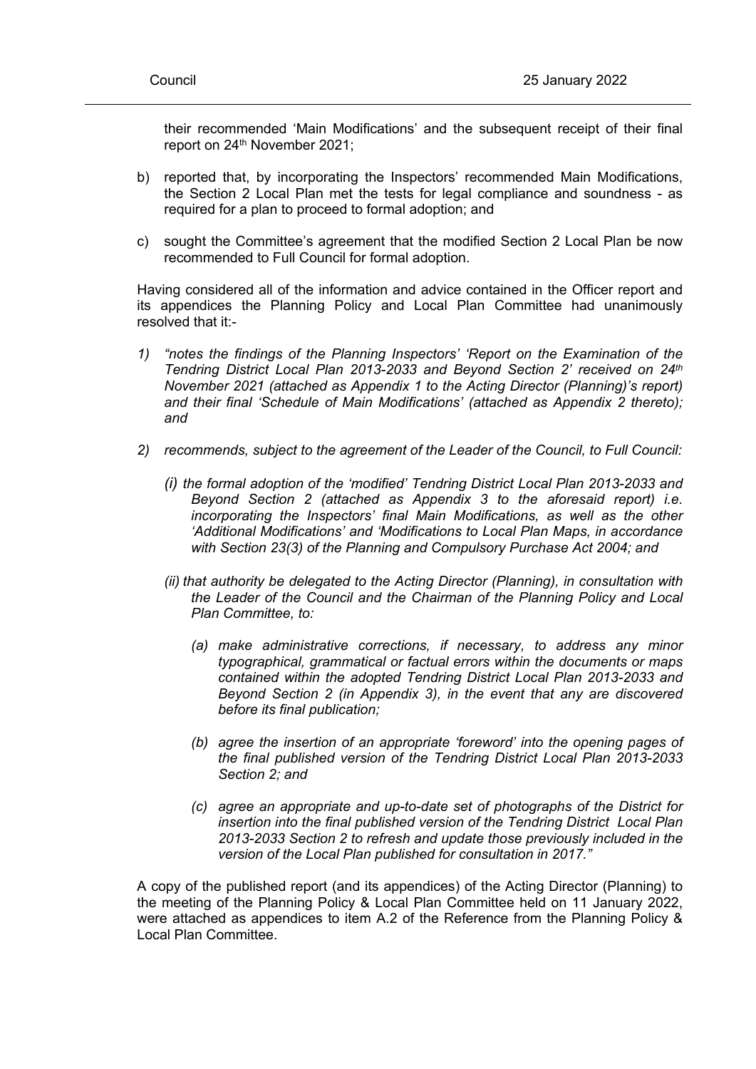their recommended 'Main Modifications' and the subsequent receipt of their final report on 24th November 2021;

b) reported that, by incorporating the Inspectors' recommended Main Modifications, the Section 2 Local Plan met the tests for legal compliance and soundness - as required for a plan to proceed to formal adoption; and

c) sought the Committee's agreement that the modified Section 2 Local Plan be now recommended to Full Council for formal adoption.

Having considered all of the information and advice contained in the Officer report and its appendices the Planning Policy and Local Plan Committee had unanimously resolved that it:-

1) *"notes the findings of the Planning Inspectors' 'Report on the Examination of the Tendring District Local Plan 2013-2033 and Beyond Section 2' received on 24th November 2021 (attached as Appendix 1 to the Acting Director (Planning)'s report) and their final 'Schedule of Main Modifications' (attached as Appendix 2 thereto); and*

2) *recommends, subject to the agreement of the Leader of the Council, to Full Council:*

   *(i) the formal adoption of the 'modified' Tendring District Local Plan 2013-2033 and Beyond Section 2 (attached as Appendix 3 to the aforesaid report) i.e. incorporating the Inspectors' final Main Modifications, as well as the other 'Additional Modifications' and 'Modifications to Local Plan Maps, in accordance with Section 23(3) of the Planning and Compulsory Purchase Act 2004; and*

   *(ii) that authority be delegated to the Acting Director (Planning), in consultation with the Leader of the Council and the Chairman of the Planning Policy and Local Plan Committee, to:*

      *(a) make administrative corrections, if necessary, to address any minor typographical, grammatical or factual errors within the documents or maps contained within the adopted Tendring District Local Plan 2013-2033 and Beyond Section 2 (in Appendix 3), in the event that any are discovered before its final publication;*

      *(b) agree the insertion of an appropriate 'foreword' into the opening pages of the final published version of the Tendring District Local Plan 2013-2033 Section 2; and*

      *(c) agree an appropriate and up-to-date set of photographs of the District for insertion into the final published version of the Tendring District Local Plan 2013-2033 Section 2 to refresh and update those previously included in the version of the Local Plan published for consultation in 2017."*

A copy of the published report (and its appendices) of the Acting Director (Planning) to the meeting of the Planning Policy & Local Plan Committee held on 11 January 2022, were attached as appendices to item A.2 of the Reference from the Planning Policy & Local Plan Committee.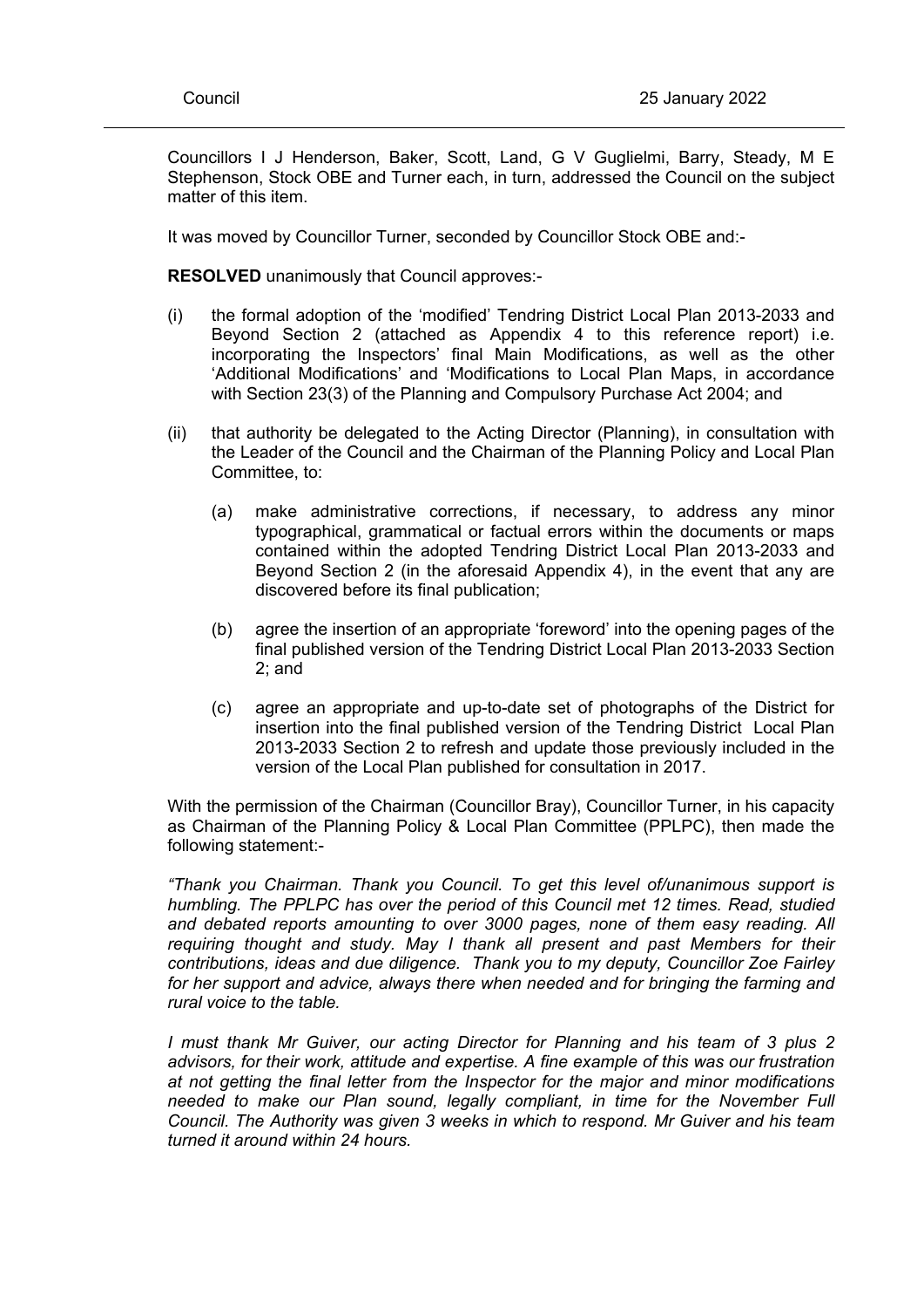Councillors I J Henderson, Baker, Scott, Land, G V Guglielmi, Barry, Steady, M E Stephenson, Stock OBE and Turner each, in turn, addressed the Council on the subject matter of this item.

It was moved by Councillor Turner, seconded by Councillor Stock OBE and:-

**RESOLVED** unanimously that Council approves:-

(i) the formal adoption of the 'modified' Tendring District Local Plan 2013-2033 and Beyond Section 2 (attached as Appendix 4 to this reference report) i.e. incorporating the Inspectors' final Main Modifications, as well as the other 'Additional Modifications' and 'Modifications to Local Plan Maps, in accordance with Section 23(3) of the Planning and Compulsory Purchase Act 2004; and

(ii) that authority be delegated to the Acting Director (Planning), in consultation with the Leader of the Council and the Chairman of the Planning Policy and Local Plan Committee, to:

   (a) make administrative corrections, if necessary, to address any minor typographical, grammatical or factual errors within the documents or maps contained within the adopted Tendring District Local Plan 2013-2033 and Beyond Section 2 (in the aforesaid Appendix 4), in the event that any are discovered before its final publication;

   (b) agree the insertion of an appropriate 'foreword' into the opening pages of the final published version of the Tendring District Local Plan 2013-2033 Section 2; and

   (c) agree an appropriate and up-to-date set of photographs of the District for insertion into the final published version of the Tendring District Local Plan 2013-2033 Section 2 to refresh and update those previously included in the version of the Local Plan published for consultation in 2017.

With the permission of the Chairman (Councillor Bray), Councillor Turner, in his capacity as Chairman of the Planning Policy & Local Plan Committee (PPLPC), then made the following statement:-

*"Thank you Chairman. Thank you Council. To get this level of/unanimous support is humbling. The PPLPC has over the period of this Council met 12 times. Read, studied and debated reports amounting to over 3000 pages, none of them easy reading. All requiring thought and study. May I thank all present and past Members for their contributions, ideas and due diligence. Thank you to my deputy, Councillor Zoe Fairley for her support and advice, always there when needed and for bringing the farming and rural voice to the table.*

*I must thank Mr Guiver, our acting Director for Planning and his team of 3 plus 2 advisors, for their work, attitude and expertise. A fine example of this was our frustration at not getting the final letter from the Inspector for the major and minor modifications needed to make our Plan sound, legally compliant, in time for the November Full Council. The Authority was given 3 weeks in which to respond. Mr Guiver and his team turned it around within 24 hours.*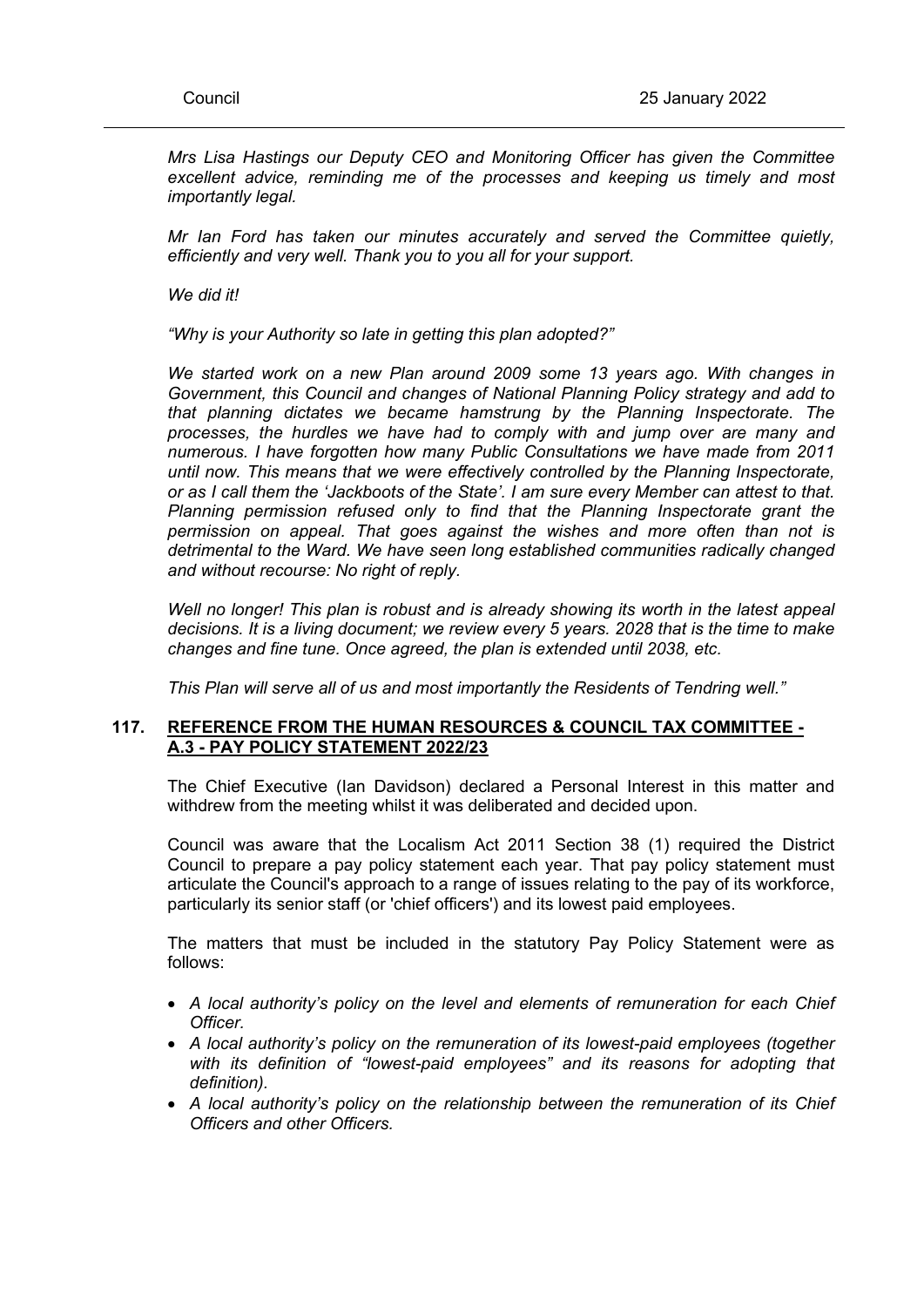*Mrs Lisa Hastings our Deputy CEO and Monitoring Officer has given the Committee excellent advice, reminding me of the processes and keeping us timely and most importantly legal.*

*Mr Ian Ford has taken our minutes accurately and served the Committee quietly, efficiently and very well. Thank you to you all for your support.*

*We did it!*

*"Why is your Authority so late in getting this plan adopted?"*

*We started work on a new Plan around 2009 some 13 years ago. With changes in Government, this Council and changes of National Planning Policy strategy and add to that planning dictates we became hamstrung by the Planning Inspectorate. The processes, the hurdles we have had to comply with and jump over are many and numerous. I have forgotten how many Public Consultations we have made from 2011 until now. This means that we were effectively controlled by the Planning Inspectorate, or as I call them the 'Jackboots of the State'. I am sure every Member can attest to that. Planning permission refused only to find that the Planning Inspectorate grant the permission on appeal. That goes against the wishes and more often than not is detrimental to the Ward. We have seen long established communities radically changed and without recourse: No right of reply.*

*Well no longer! This plan is robust and is already showing its worth in the latest appeal decisions. It is a living document; we review every 5 years. 2028 that is the time to make changes and fine tune. Once agreed, the plan is extended until 2038, etc.*

*This Plan will serve all of us and most importantly the Residents of Tendring well."*

## 117. REFERENCE FROM THE HUMAN RESOURCES & COUNCIL TAX COMMITTEE - A.3 - PAY POLICY STATEMENT 2022/23

The Chief Executive (Ian Davidson) declared a Personal Interest in this matter and withdrew from the meeting whilst it was deliberated and decided upon.

Council was aware that the Localism Act 2011 Section 38 (1) required the District Council to prepare a pay policy statement each year. That pay policy statement must articulate the Council's approach to a range of issues relating to the pay of its workforce, particularly its senior staff (or 'chief officers') and its lowest paid employees.

The matters that must be included in the statutory Pay Policy Statement were as follows:

- *A local authority's policy on the level and elements of remuneration for each Chief Officer.*
- *A local authority's policy on the remuneration of its lowest-paid employees (together with its definition of "lowest-paid employees" and its reasons for adopting that definition).*
- *A local authority's policy on the relationship between the remuneration of its Chief Officers and other Officers.*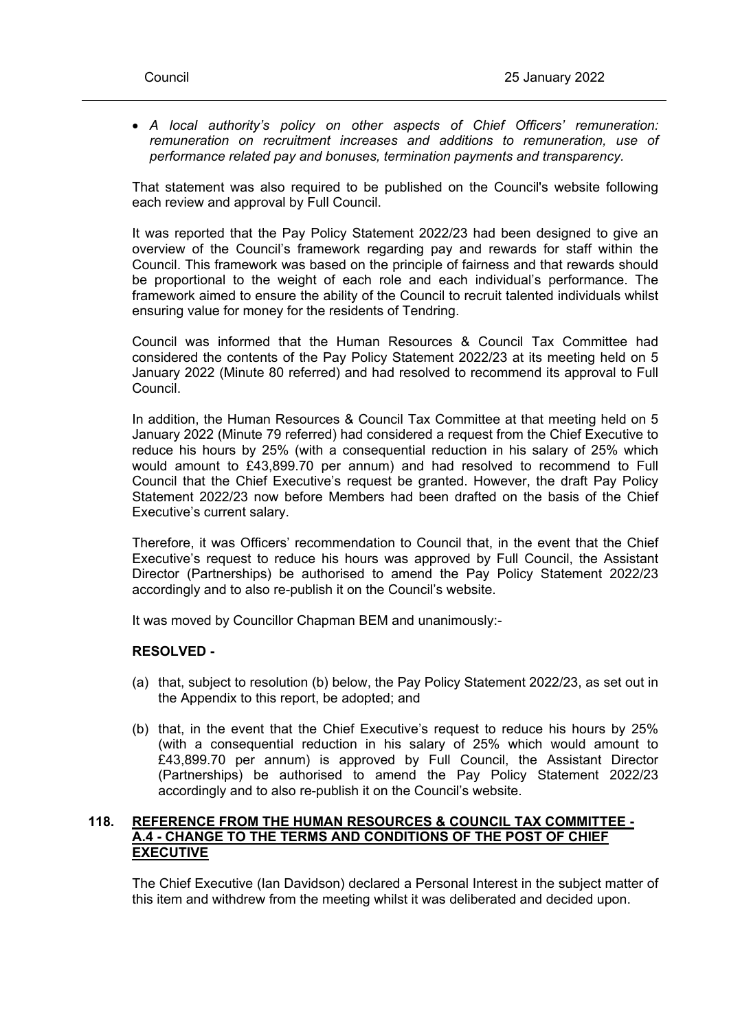- *A local authority's policy on other aspects of Chief Officers' remuneration: remuneration on recruitment increases and additions to remuneration, use of performance related pay and bonuses, termination payments and transparency.*

That statement was also required to be published on the Council's website following each review and approval by Full Council.

It was reported that the Pay Policy Statement 2022/23 had been designed to give an overview of the Council's framework regarding pay and rewards for staff within the Council. This framework was based on the principle of fairness and that rewards should be proportional to the weight of each role and each individual's performance. The framework aimed to ensure the ability of the Council to recruit talented individuals whilst ensuring value for money for the residents of Tendring.

Council was informed that the Human Resources & Council Tax Committee had considered the contents of the Pay Policy Statement 2022/23 at its meeting held on 5 January 2022 (Minute 80 referred) and had resolved to recommend its approval to Full Council.

In addition, the Human Resources & Council Tax Committee at that meeting held on 5 January 2022 (Minute 79 referred) had considered a request from the Chief Executive to reduce his hours by 25% (with a consequential reduction in his salary of 25% which would amount to £43,899.70 per annum) and had resolved to recommend to Full Council that the Chief Executive's request be granted. However, the draft Pay Policy Statement 2022/23 now before Members had been drafted on the basis of the Chief Executive's current salary.

Therefore, it was Officers' recommendation to Council that, in the event that the Chief Executive's request to reduce his hours was approved by Full Council, the Assistant Director (Partnerships) be authorised to amend the Pay Policy Statement 2022/23 accordingly and to also re-publish it on the Council's website.

It was moved by Councillor Chapman BEM and unanimously:-

**RESOLVED -**

(a) that, subject to resolution (b) below, the Pay Policy Statement 2022/23, as set out in the Appendix to this report, be adopted; and

(b) that, in the event that the Chief Executive's request to reduce his hours by 25% (with a consequential reduction in his salary of 25% which would amount to £43,899.70 per annum) is approved by Full Council, the Assistant Director (Partnerships) be authorised to amend the Pay Policy Statement 2022/23 accordingly and to also re-publish it on the Council's website.

## 118. REFERENCE FROM THE HUMAN RESOURCES & COUNCIL TAX COMMITTEE - A.4 - CHANGE TO THE TERMS AND CONDITIONS OF THE POST OF CHIEF EXECUTIVE

The Chief Executive (Ian Davidson) declared a Personal Interest in the subject matter of this item and withdrew from the meeting whilst it was deliberated and decided upon.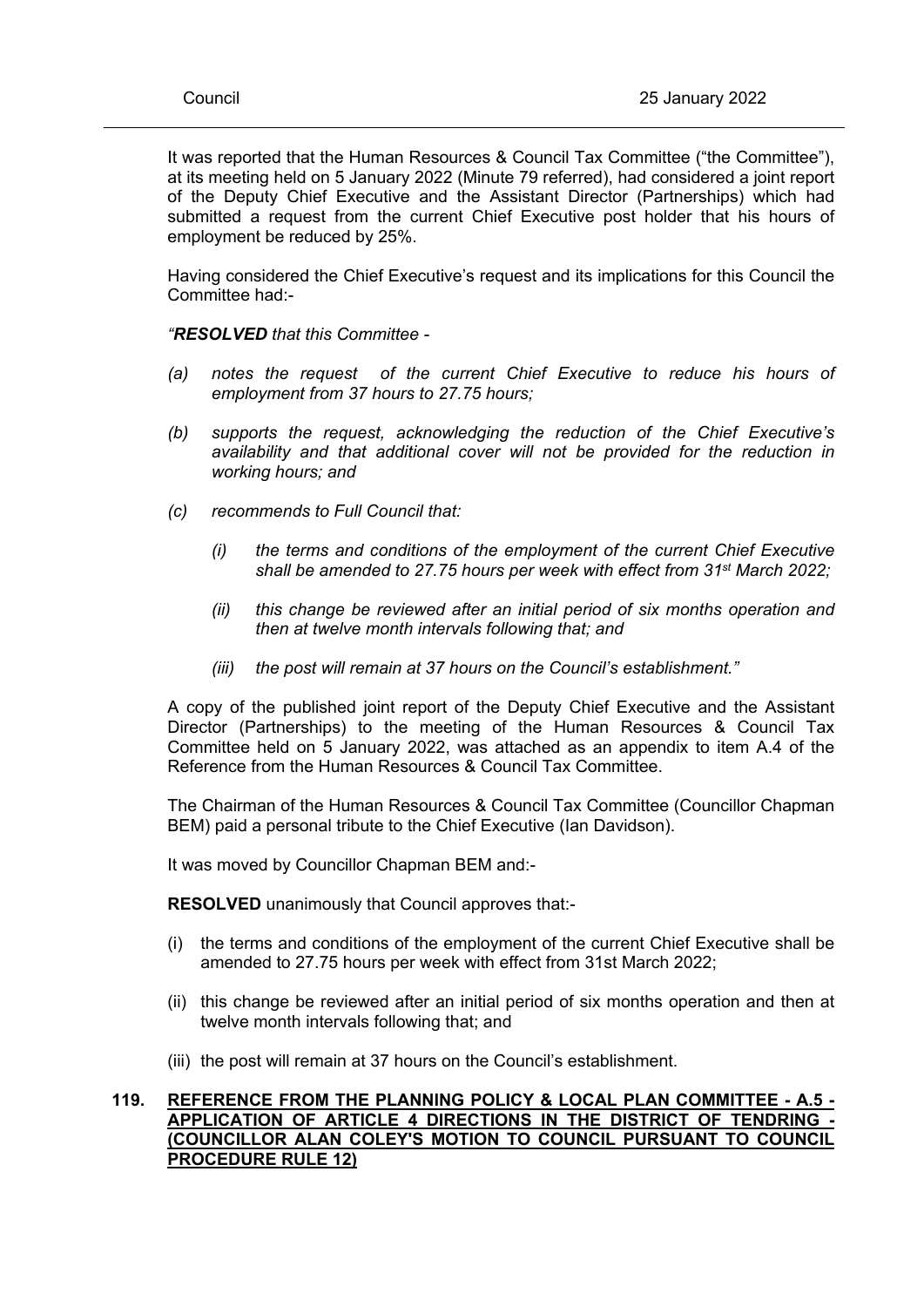It was reported that the Human Resources & Council Tax Committee ("the Committee"), at its meeting held on 5 January 2022 (Minute 79 referred), had considered a joint report of the Deputy Chief Executive and the Assistant Director (Partnerships) which had submitted a request from the current Chief Executive post holder that his hours of employment be reduced by 25%.

Having considered the Chief Executive's request and its implications for this Council the Committee had:-

*"**RESOLVED** that this Committee -*

*(a) notes the request of the current Chief Executive to reduce his hours of employment from 37 hours to 27.75 hours;*

*(b) supports the request, acknowledging the reduction of the Chief Executive's availability and that additional cover will not be provided for the reduction in working hours; and*

*(c) recommends to Full Council that:*

*(i) the terms and conditions of the employment of the current Chief Executive shall be amended to 27.75 hours per week with effect from 31st March 2022;*

*(ii) this change be reviewed after an initial period of six months operation and then at twelve month intervals following that; and*

*(iii) the post will remain at 37 hours on the Council's establishment."*

A copy of the published joint report of the Deputy Chief Executive and the Assistant Director (Partnerships) to the meeting of the Human Resources & Council Tax Committee held on 5 January 2022, was attached as an appendix to item A.4 of the Reference from the Human Resources & Council Tax Committee.

The Chairman of the Human Resources & Council Tax Committee (Councillor Chapman BEM) paid a personal tribute to the Chief Executive (Ian Davidson).

It was moved by Councillor Chapman BEM and:-

**RESOLVED** unanimously that Council approves that:-

(i) the terms and conditions of the employment of the current Chief Executive shall be amended to 27.75 hours per week with effect from 31st March 2022;

(ii) this change be reviewed after an initial period of six months operation and then at twelve month intervals following that; and

(iii) the post will remain at 37 hours on the Council's establishment.

## 119. REFERENCE FROM THE PLANNING POLICY & LOCAL PLAN COMMITTEE - A.5 - APPLICATION OF ARTICLE 4 DIRECTIONS IN THE DISTRICT OF TENDRING - (COUNCILLOR ALAN COLEY'S MOTION TO COUNCIL PURSUANT TO COUNCIL PROCEDURE RULE 12)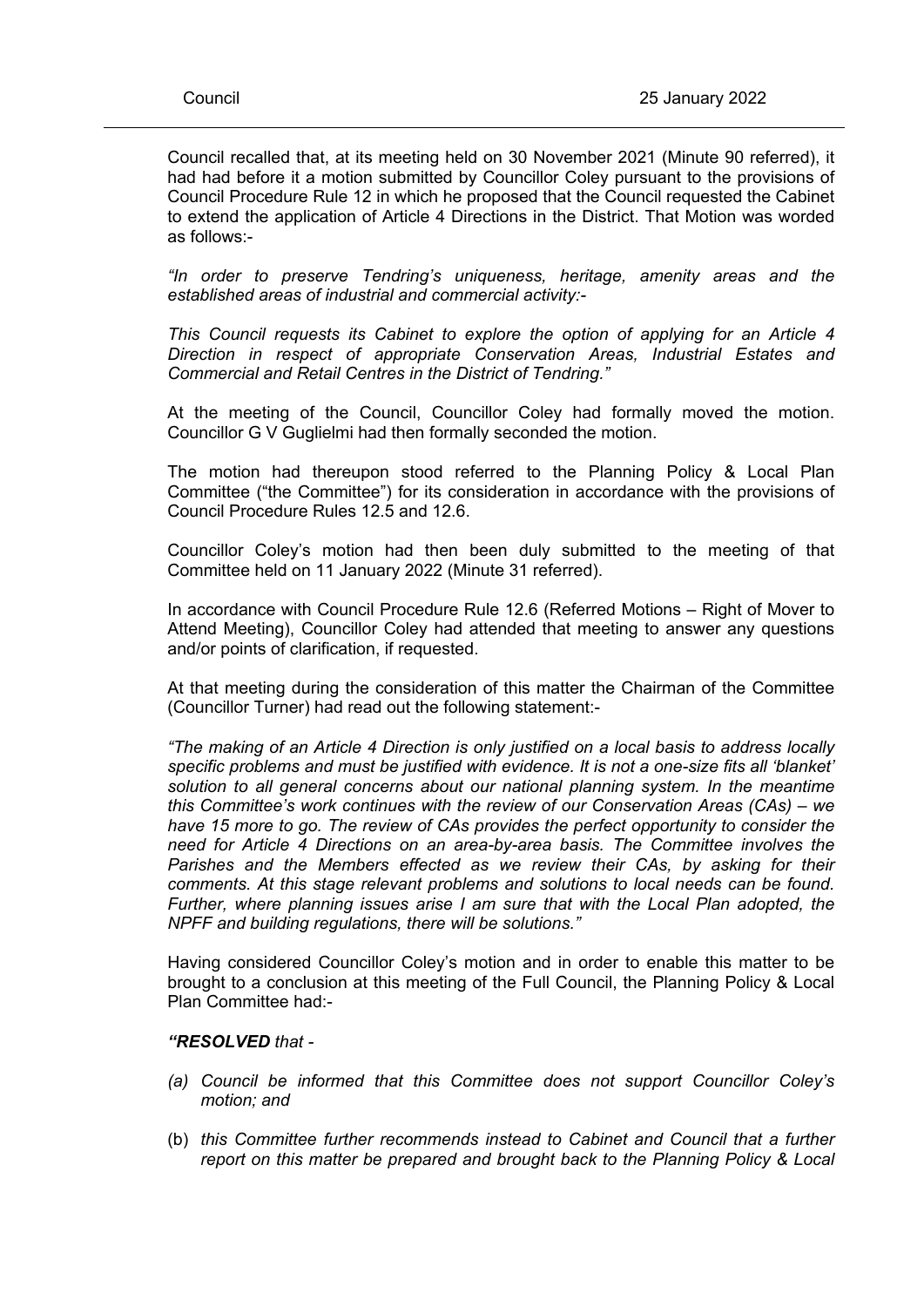Council recalled that, at its meeting held on 30 November 2021 (Minute 90 referred), it had had before it a motion submitted by Councillor Coley pursuant to the provisions of Council Procedure Rule 12 in which he proposed that the Council requested the Cabinet to extend the application of Article 4 Directions in the District. That Motion was worded as follows:-

*"In order to preserve Tendring's uniqueness, heritage, amenity areas and the established areas of industrial and commercial activity:-*

*This Council requests its Cabinet to explore the option of applying for an Article 4 Direction in respect of appropriate Conservation Areas, Industrial Estates and Commercial and Retail Centres in the District of Tendring."*

At the meeting of the Council, Councillor Coley had formally moved the motion. Councillor G V Guglielmi had then formally seconded the motion.

The motion had thereupon stood referred to the Planning Policy & Local Plan Committee ("the Committee") for its consideration in accordance with the provisions of Council Procedure Rules 12.5 and 12.6.

Councillor Coley's motion had then been duly submitted to the meeting of that Committee held on 11 January 2022 (Minute 31 referred).

In accordance with Council Procedure Rule 12.6 (Referred Motions – Right of Mover to Attend Meeting), Councillor Coley had attended that meeting to answer any questions and/or points of clarification, if requested.

At that meeting during the consideration of this matter the Chairman of the Committee (Councillor Turner) had read out the following statement:-

*"The making of an Article 4 Direction is only justified on a local basis to address locally specific problems and must be justified with evidence. It is not a one-size fits all 'blanket' solution to all general concerns about our national planning system. In the meantime this Committee's work continues with the review of our Conservation Areas (CAs) – we have 15 more to go. The review of CAs provides the perfect opportunity to consider the need for Article 4 Directions on an area-by-area basis. The Committee involves the Parishes and the Members effected as we review their CAs, by asking for their comments. At this stage relevant problems and solutions to local needs can be found. Further, where planning issues arise I am sure that with the Local Plan adopted, the NPFF and building regulations, there will be solutions."*

Having considered Councillor Coley's motion and in order to enable this matter to be brought to a conclusion at this meeting of the Full Council, the Planning Policy & Local Plan Committee had:-

***"RESOLVED*** *that -*

*(a) Council be informed that this Committee does not support Councillor Coley's motion; and*

(b) *this Committee further recommends instead to Cabinet and Council that a further report on this matter be prepared and brought back to the Planning Policy & Local*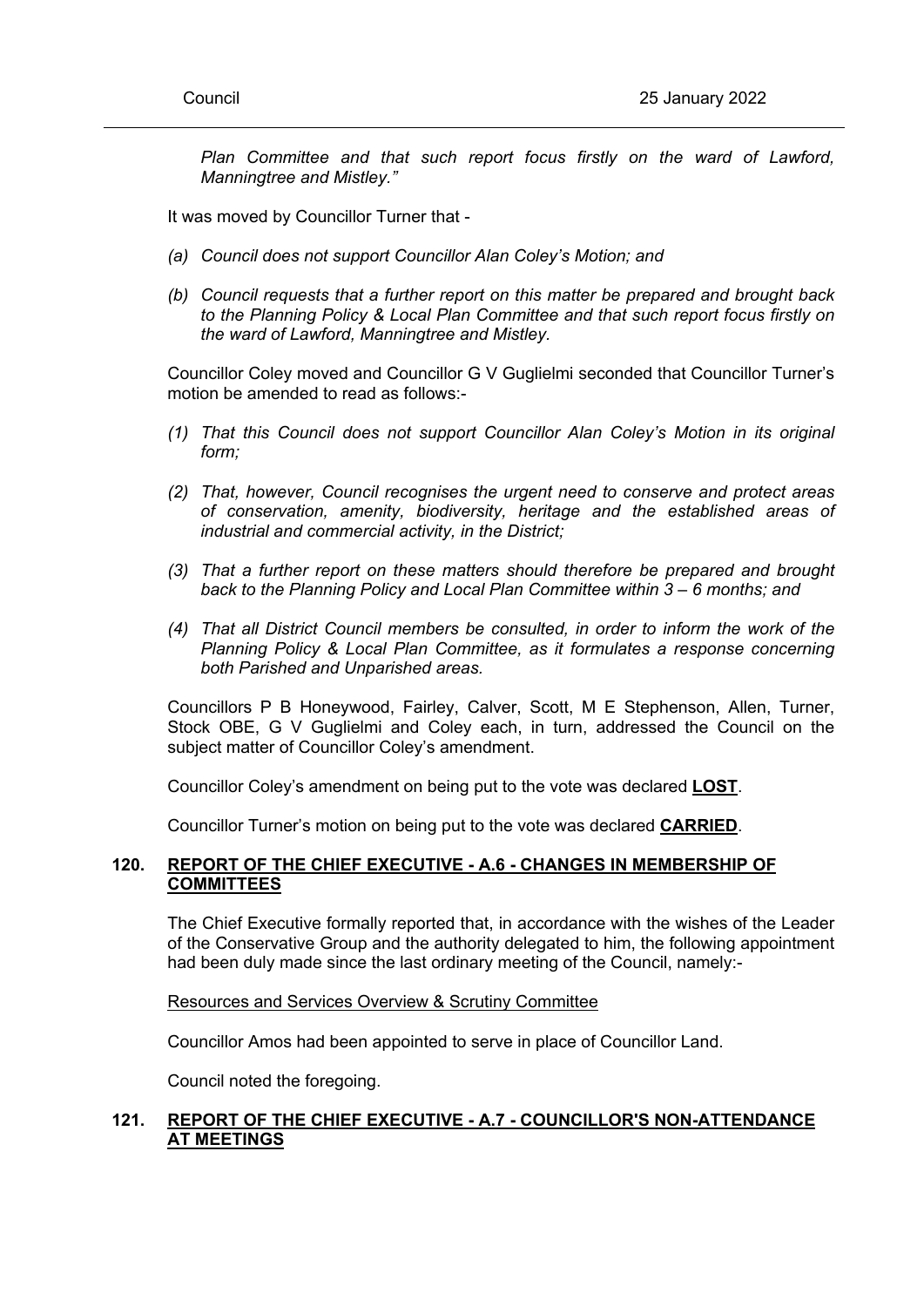*Plan Committee and that such report focus firstly on the ward of Lawford, Manningtree and Mistley."*

It was moved by Councillor Turner that -

*(a) Council does not support Councillor Alan Coley's Motion; and*

*(b) Council requests that a further report on this matter be prepared and brought back to the Planning Policy & Local Plan Committee and that such report focus firstly on the ward of Lawford, Manningtree and Mistley.*

Councillor Coley moved and Councillor G V Guglielmi seconded that Councillor Turner's motion be amended to read as follows:-

*(1) That this Council does not support Councillor Alan Coley's Motion in its original form;*

*(2) That, however, Council recognises the urgent need to conserve and protect areas of conservation, amenity, biodiversity, heritage and the established areas of industrial and commercial activity, in the District;*

*(3) That a further report on these matters should therefore be prepared and brought back to the Planning Policy and Local Plan Committee within 3 – 6 months; and*

*(4) That all District Council members be consulted, in order to inform the work of the Planning Policy & Local Plan Committee, as it formulates a response concerning both Parished and Unparished areas.*

Councillors P B Honeywood, Fairley, Calver, Scott, M E Stephenson, Allen, Turner, Stock OBE, G V Guglielmi and Coley each, in turn, addressed the Council on the subject matter of Councillor Coley's amendment.

Councillor Coley's amendment on being put to the vote was declared **LOST**.

Councillor Turner's motion on being put to the vote was declared **CARRIED**.

## 120. REPORT OF THE CHIEF EXECUTIVE - A.6 - CHANGES IN MEMBERSHIP OF COMMITTEES

The Chief Executive formally reported that, in accordance with the wishes of the Leader of the Conservative Group and the authority delegated to him, the following appointment had been duly made since the last ordinary meeting of the Council, namely:-

Resources and Services Overview & Scrutiny Committee

Councillor Amos had been appointed to serve in place of Councillor Land.

Council noted the foregoing.

## 121. REPORT OF THE CHIEF EXECUTIVE - A.7 - COUNCILLOR'S NON-ATTENDANCE AT MEETINGS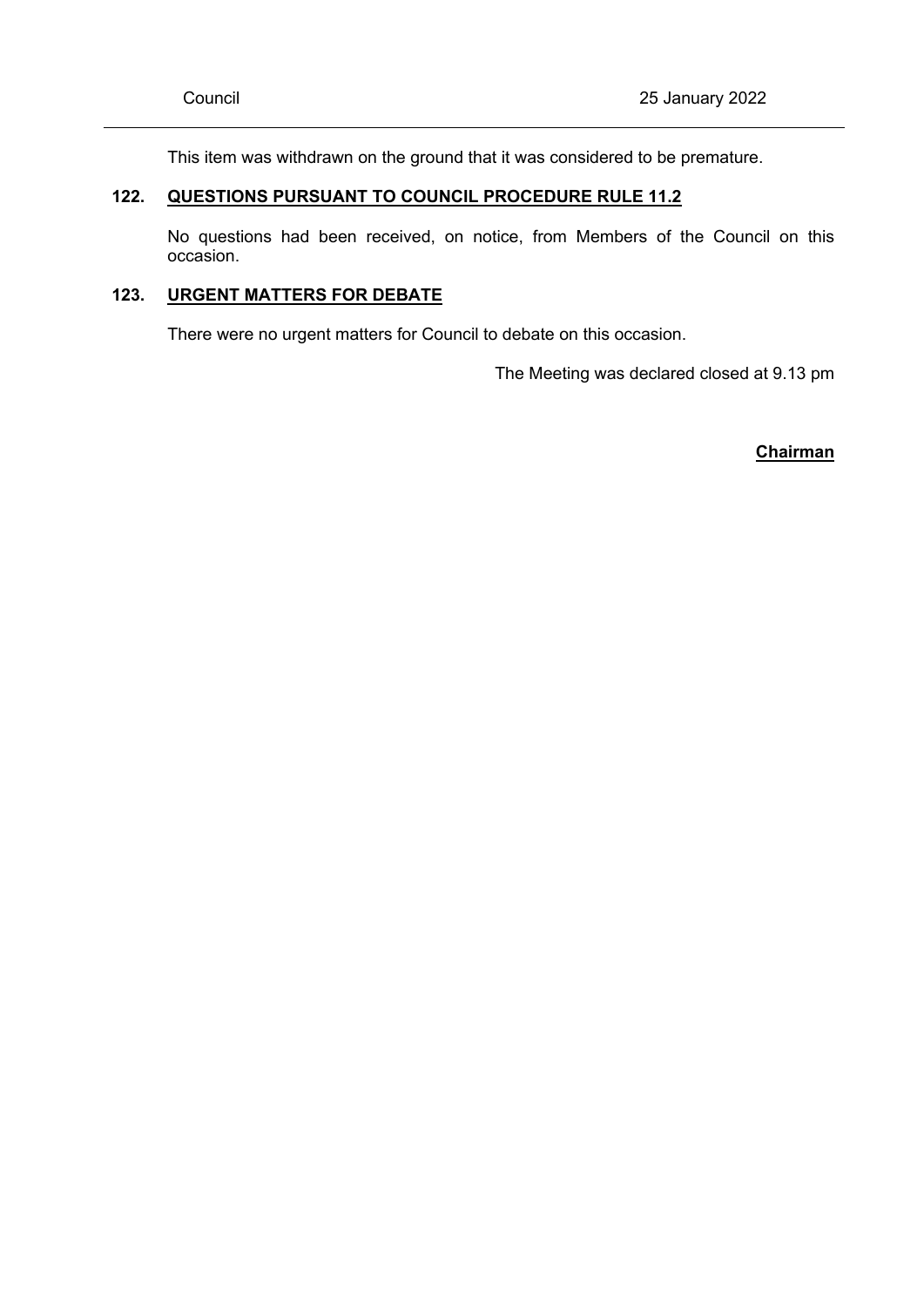This item was withdrawn on the ground that it was considered to be premature.

## 122. QUESTIONS PURSUANT TO COUNCIL PROCEDURE RULE 11.2

No questions had been received, on notice, from Members of the Council on this occasion.

## 123. URGENT MATTERS FOR DEBATE

There were no urgent matters for Council to debate on this occasion.

The Meeting was declared closed at 9.13 pm

**Chairman**